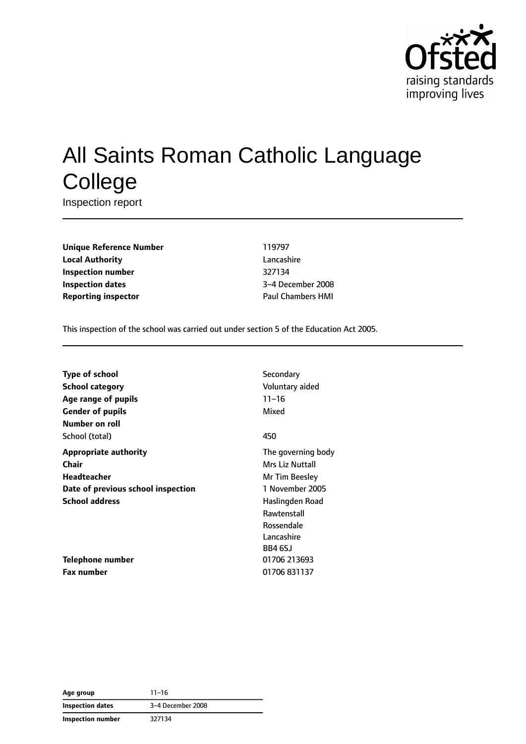Ofsted raising standards improving lives

# All Saints Roman Catholic Language College

Inspection report

| | |
|---|---|
| **Unique Reference Number** | 119797 |
| **Local Authority** | Lancashire |
| **Inspection number** | 327134 |
| **Inspection dates** | 3–4 December 2008 |
| **Reporting inspector** | Paul Chambers HMI |

This inspection of the school was carried out under section 5 of the Education Act 2005.

| | |
|---|---|
| **Type of school** | Secondary |
| **School category** | Voluntary aided |
| **Age range of pupils** | 11–16 |
| **Gender of pupils** | Mixed |
| **Number on roll** | |
| School (total) | 450 |
| **Appropriate authority** | The governing body |
| **Chair** | Mrs Liz Nuttall |
| **Headteacher** | Mr Tim Beesley |
| **Date of previous school inspection** | 1 November 2005 |
| **School address** | Haslingden Road<br>Rawtenstall<br>Rossendale<br>Lancashire<br>BB4 6SJ |
| **Telephone number** | 01706 213693 |
| **Fax number** | 01706 831137 |

| | |
|---|---|
| **Age group** | 11–16 |
| **Inspection dates** | 3–4 December 2008 |
| **Inspection number** | 327134 |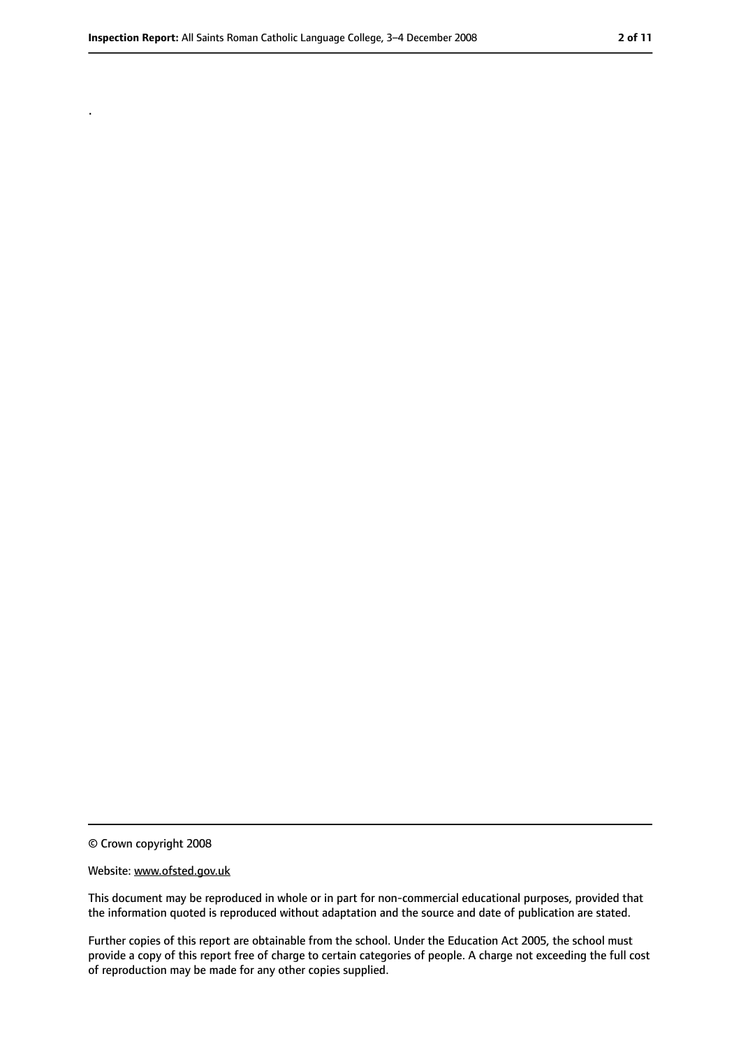.

© Crown copyright 2008

Website: www.ofsted.gov.uk

This document may be reproduced in whole or in part for non-commercial educational purposes, provided that the information quoted is reproduced without adaptation and the source and date of publication are stated.

Further copies of this report are obtainable from the school. Under the Education Act 2005, the school must provide a copy of this report free of charge to certain categories of people. A charge not exceeding the full cost of reproduction may be made for any other copies supplied.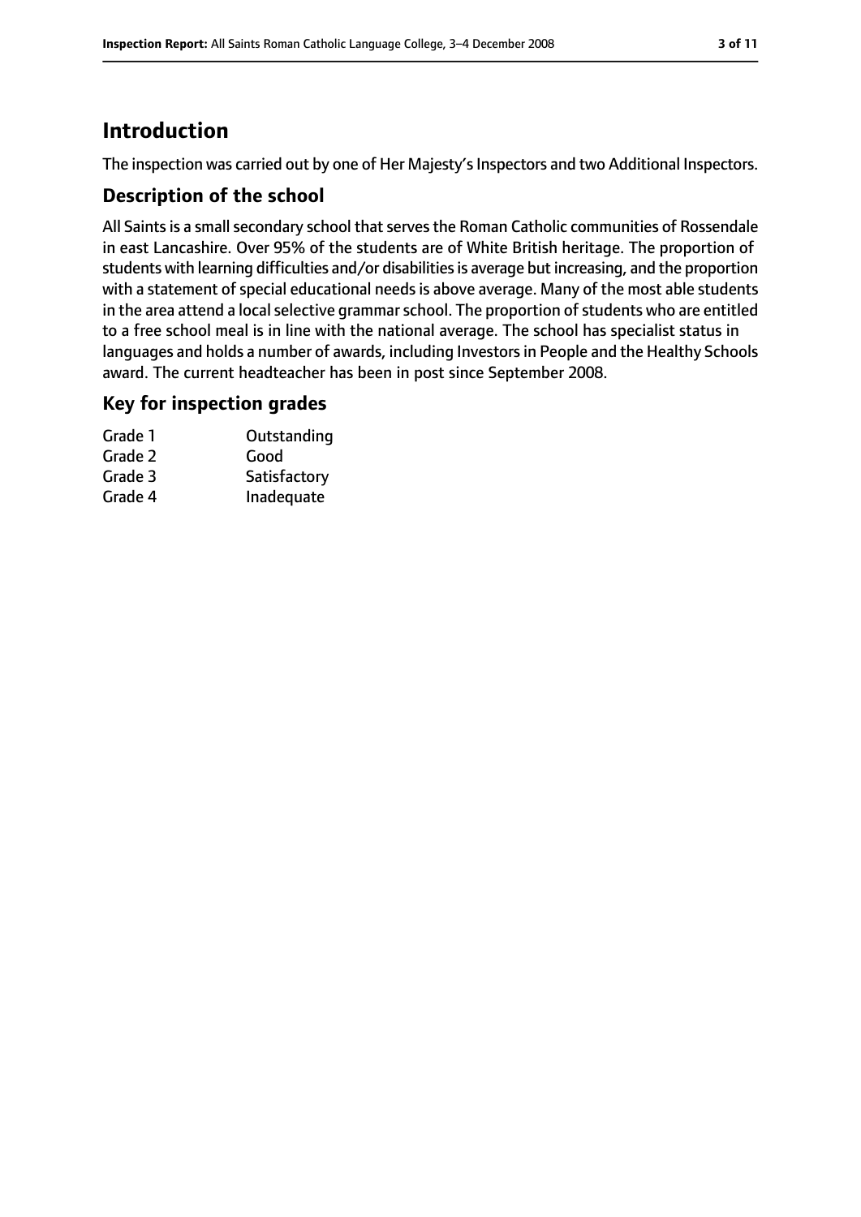# Introduction

The inspection was carried out by one of Her Majesty's Inspectors and two Additional Inspectors.

## Description of the school

All Saints is a small secondary school that serves the Roman Catholic communities of Rossendale in east Lancashire. Over 95% of the students are of White British heritage. The proportion of students with learning difficulties and/or disabilities is average but increasing, and the proportion with a statement of special educational needs is above average. Many of the most able students in the area attend a local selective grammar school. The proportion of students who are entitled to a free school meal is in line with the national average. The school has specialist status in languages and holds a number of awards, including Investors in People and the Healthy Schools award. The current headteacher has been in post since September 2008.

## Key for inspection grades

| | |
|---|---|
| Grade 1 | Outstanding |
| Grade 2 | Good |
| Grade 3 | Satisfactory |
| Grade 4 | Inadequate |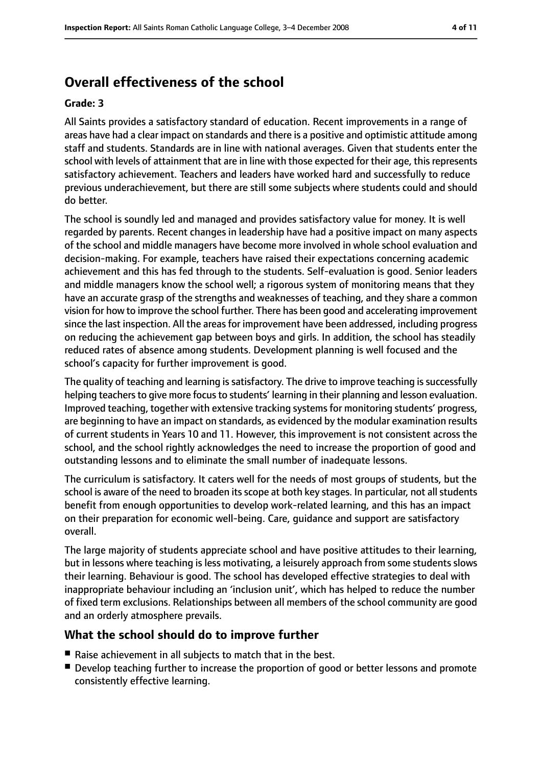## Overall effectiveness of the school

**Grade: 3**

All Saints provides a satisfactory standard of education. Recent improvements in a range of areas have had a clear impact on standards and there is a positive and optimistic attitude among staff and students. Standards are in line with national averages. Given that students enter the school with levels of attainment that are in line with those expected for their age, this represents satisfactory achievement. Teachers and leaders have worked hard and successfully to reduce previous underachievement, but there are still some subjects where students could and should do better.

The school is soundly led and managed and provides satisfactory value for money. It is well regarded by parents. Recent changes in leadership have had a positive impact on many aspects of the school and middle managers have become more involved in whole school evaluation and decision-making. For example, teachers have raised their expectations concerning academic achievement and this has fed through to the students. Self-evaluation is good. Senior leaders and middle managers know the school well; a rigorous system of monitoring means that they have an accurate grasp of the strengths and weaknesses of teaching, and they share a common vision for how to improve the school further. There has been good and accelerating improvement since the last inspection. All the areas for improvement have been addressed, including progress on reducing the achievement gap between boys and girls. In addition, the school has steadily reduced rates of absence among students. Development planning is well focused and the school's capacity for further improvement is good.

The quality of teaching and learning is satisfactory. The drive to improve teaching is successfully helping teachers to give more focus to students' learning in their planning and lesson evaluation. Improved teaching, together with extensive tracking systems for monitoring students' progress, are beginning to have an impact on standards, as evidenced by the modular examination results of current students in Years 10 and 11. However, this improvement is not consistent across the school, and the school rightly acknowledges the need to increase the proportion of good and outstanding lessons and to eliminate the small number of inadequate lessons.

The curriculum is satisfactory. It caters well for the needs of most groups of students, but the school is aware of the need to broaden its scope at both key stages. In particular, not all students benefit from enough opportunities to develop work-related learning, and this has an impact on their preparation for economic well-being. Care, guidance and support are satisfactory overall.

The large majority of students appreciate school and have positive attitudes to their learning, but in lessons where teaching is less motivating, a leisurely approach from some students slows their learning. Behaviour is good. The school has developed effective strategies to deal with inappropriate behaviour including an 'inclusion unit', which has helped to reduce the number of fixed term exclusions. Relationships between all members of the school community are good and an orderly atmosphere prevails.

### What the school should do to improve further

- Raise achievement in all subjects to match that in the best.
- Develop teaching further to increase the proportion of good or better lessons and promote consistently effective learning.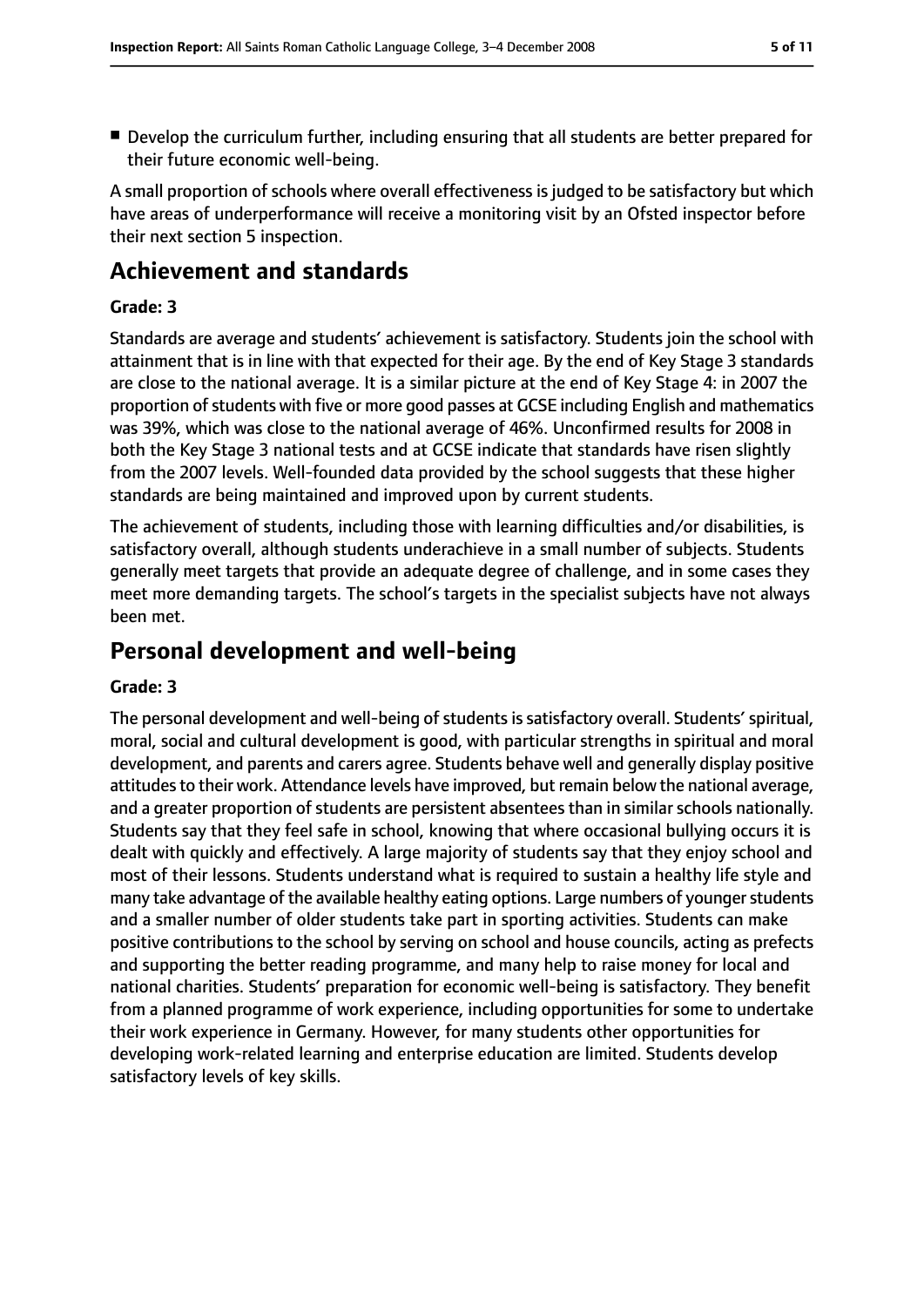- Develop the curriculum further, including ensuring that all students are better prepared for their future economic well-being.

A small proportion of schools where overall effectiveness is judged to be satisfactory but which have areas of underperformance will receive a monitoring visit by an Ofsted inspector before their next section 5 inspection.

## Achievement and standards

### Grade: 3

Standards are average and students' achievement is satisfactory. Students join the school with attainment that is in line with that expected for their age. By the end of Key Stage 3 standards are close to the national average. It is a similar picture at the end of Key Stage 4: in 2007 the proportion of students with five or more good passes at GCSE including English and mathematics was 39%, which was close to the national average of 46%. Unconfirmed results for 2008 in both the Key Stage 3 national tests and at GCSE indicate that standards have risen slightly from the 2007 levels. Well-founded data provided by the school suggests that these higher standards are being maintained and improved upon by current students.

The achievement of students, including those with learning difficulties and/or disabilities, is satisfactory overall, although students underachieve in a small number of subjects. Students generally meet targets that provide an adequate degree of challenge, and in some cases they meet more demanding targets. The school's targets in the specialist subjects have not always been met.

## Personal development and well-being

### Grade: 3

The personal development and well-being of students is satisfactory overall. Students' spiritual, moral, social and cultural development is good, with particular strengths in spiritual and moral development, and parents and carers agree. Students behave well and generally display positive attitudes to their work. Attendance levels have improved, but remain below the national average, and a greater proportion of students are persistent absentees than in similar schools nationally. Students say that they feel safe in school, knowing that where occasional bullying occurs it is dealt with quickly and effectively. A large majority of students say that they enjoy school and most of their lessons. Students understand what is required to sustain a healthy life style and many take advantage of the available healthy eating options. Large numbers of younger students and a smaller number of older students take part in sporting activities. Students can make positive contributions to the school by serving on school and house councils, acting as prefects and supporting the better reading programme, and many help to raise money for local and national charities. Students' preparation for economic well-being is satisfactory. They benefit from a planned programme of work experience, including opportunities for some to undertake their work experience in Germany. However, for many students other opportunities for developing work-related learning and enterprise education are limited. Students develop satisfactory levels of key skills.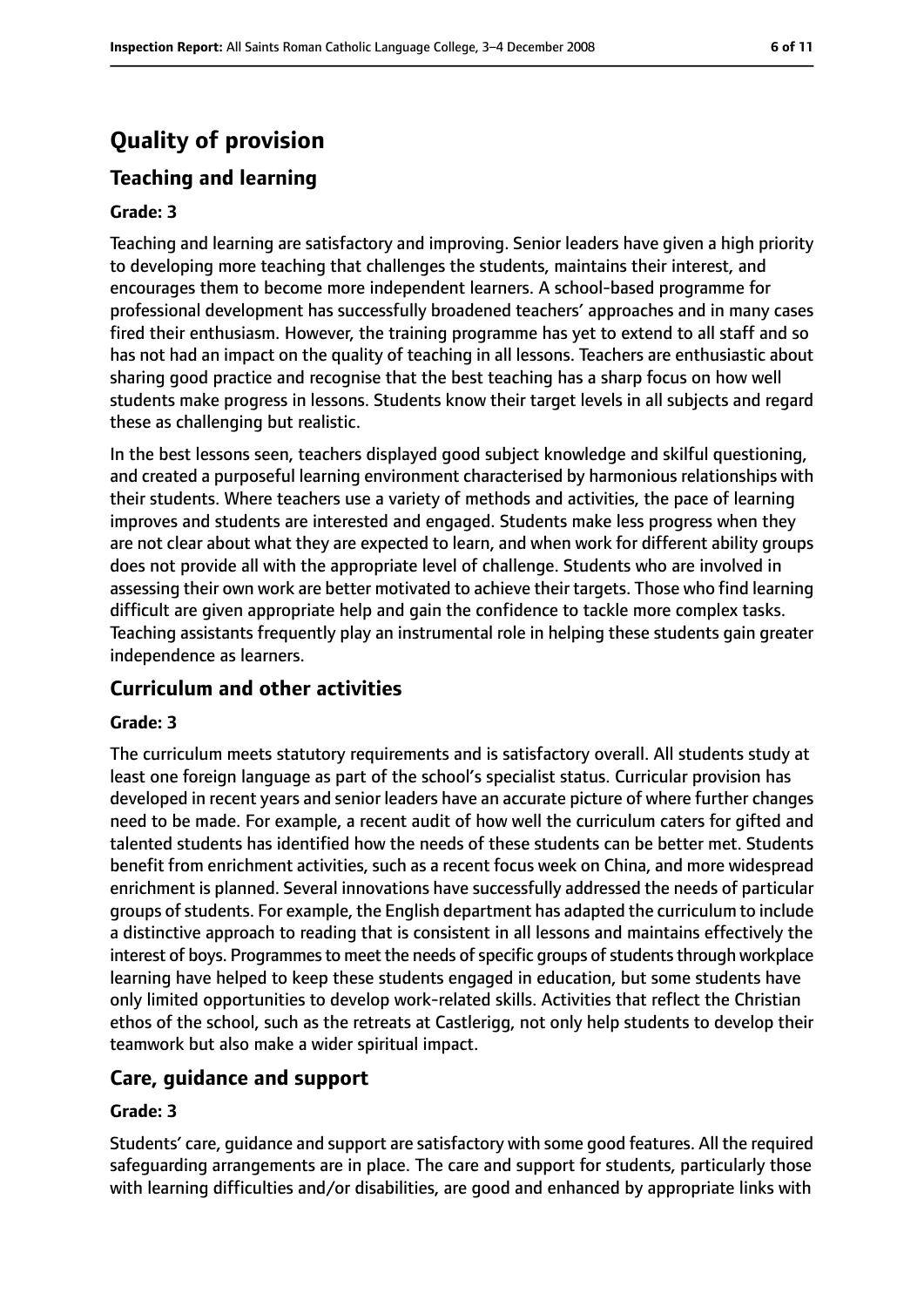# Quality of provision

## Teaching and learning

### Grade: 3

Teaching and learning are satisfactory and improving. Senior leaders have given a high priority to developing more teaching that challenges the students, maintains their interest, and encourages them to become more independent learners. A school-based programme for professional development has successfully broadened teachers' approaches and in many cases fired their enthusiasm. However, the training programme has yet to extend to all staff and so has not had an impact on the quality of teaching in all lessons. Teachers are enthusiastic about sharing good practice and recognise that the best teaching has a sharp focus on how well students make progress in lessons. Students know their target levels in all subjects and regard these as challenging but realistic.

In the best lessons seen, teachers displayed good subject knowledge and skilful questioning, and created a purposeful learning environment characterised by harmonious relationships with their students. Where teachers use a variety of methods and activities, the pace of learning improves and students are interested and engaged. Students make less progress when they are not clear about what they are expected to learn, and when work for different ability groups does not provide all with the appropriate level of challenge. Students who are involved in assessing their own work are better motivated to achieve their targets. Those who find learning difficult are given appropriate help and gain the confidence to tackle more complex tasks. Teaching assistants frequently play an instrumental role in helping these students gain greater independence as learners.

## Curriculum and other activities

### Grade: 3

The curriculum meets statutory requirements and is satisfactory overall. All students study at least one foreign language as part of the school's specialist status. Curricular provision has developed in recent years and senior leaders have an accurate picture of where further changes need to be made. For example, a recent audit of how well the curriculum caters for gifted and talented students has identified how the needs of these students can be better met. Students benefit from enrichment activities, such as a recent focus week on China, and more widespread enrichment is planned. Several innovations have successfully addressed the needs of particular groups of students. For example, the English department has adapted the curriculum to include a distinctive approach to reading that is consistent in all lessons and maintains effectively the interest of boys. Programmes to meet the needs of specific groups of students through workplace learning have helped to keep these students engaged in education, but some students have only limited opportunities to develop work-related skills. Activities that reflect the Christian ethos of the school, such as the retreats at Castlerigg, not only help students to develop their teamwork but also make a wider spiritual impact.

## Care, guidance and support

### Grade: 3

Students' care, guidance and support are satisfactory with some good features. All the required safeguarding arrangements are in place. The care and support for students, particularly those with learning difficulties and/or disabilities, are good and enhanced by appropriate links with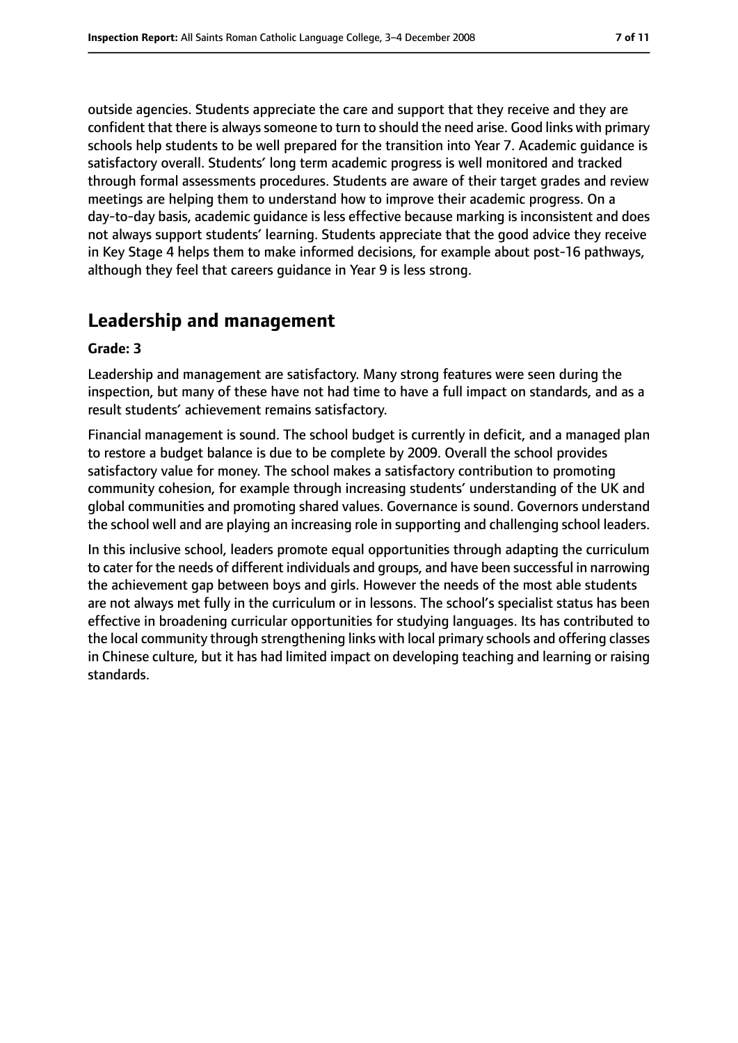outside agencies. Students appreciate the care and support that they receive and they are confident that there is always someone to turn to should the need arise. Good links with primary schools help students to be well prepared for the transition into Year 7. Academic guidance is satisfactory overall. Students' long term academic progress is well monitored and tracked through formal assessments procedures. Students are aware of their target grades and review meetings are helping them to understand how to improve their academic progress. On a day-to-day basis, academic guidance is less effective because marking is inconsistent and does not always support students' learning. Students appreciate that the good advice they receive in Key Stage 4 helps them to make informed decisions, for example about post-16 pathways, although they feel that careers guidance in Year 9 is less strong.

## Leadership and management

**Grade: 3**

Leadership and management are satisfactory. Many strong features were seen during the inspection, but many of these have not had time to have a full impact on standards, and as a result students' achievement remains satisfactory.

Financial management is sound. The school budget is currently in deficit, and a managed plan to restore a budget balance is due to be complete by 2009. Overall the school provides satisfactory value for money. The school makes a satisfactory contribution to promoting community cohesion, for example through increasing students' understanding of the UK and global communities and promoting shared values. Governance is sound. Governors understand the school well and are playing an increasing role in supporting and challenging school leaders.

In this inclusive school, leaders promote equal opportunities through adapting the curriculum to cater for the needs of different individuals and groups, and have been successful in narrowing the achievement gap between boys and girls. However the needs of the most able students are not always met fully in the curriculum or in lessons. The school's specialist status has been effective in broadening curricular opportunities for studying languages. Its has contributed to the local community through strengthening links with local primary schools and offering classes in Chinese culture, but it has had limited impact on developing teaching and learning or raising standards.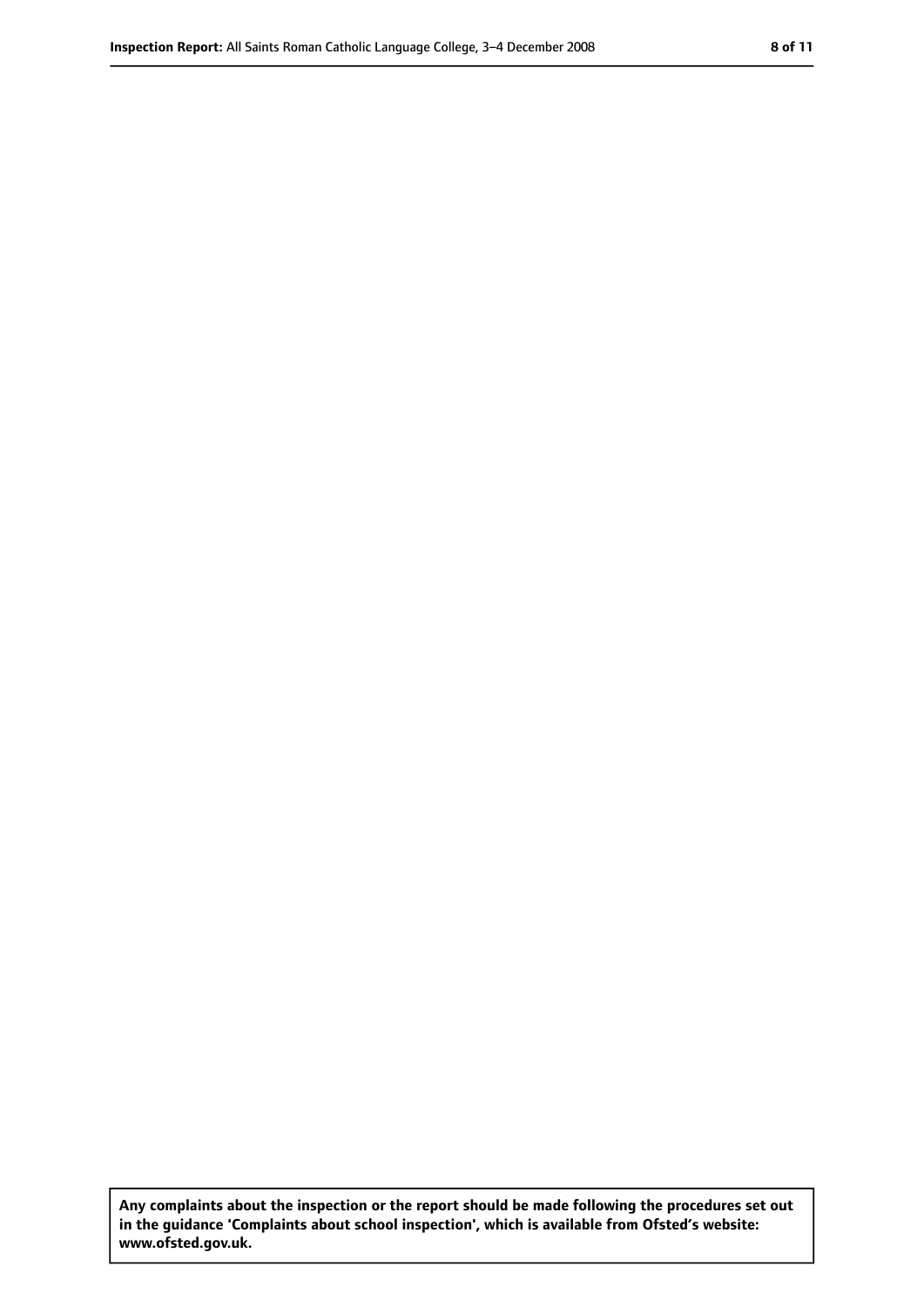**Any complaints about the inspection or the report should be made following the procedures set out in the guidance 'Complaints about school inspection', which is available from Ofsted's website: www.ofsted.gov.uk.**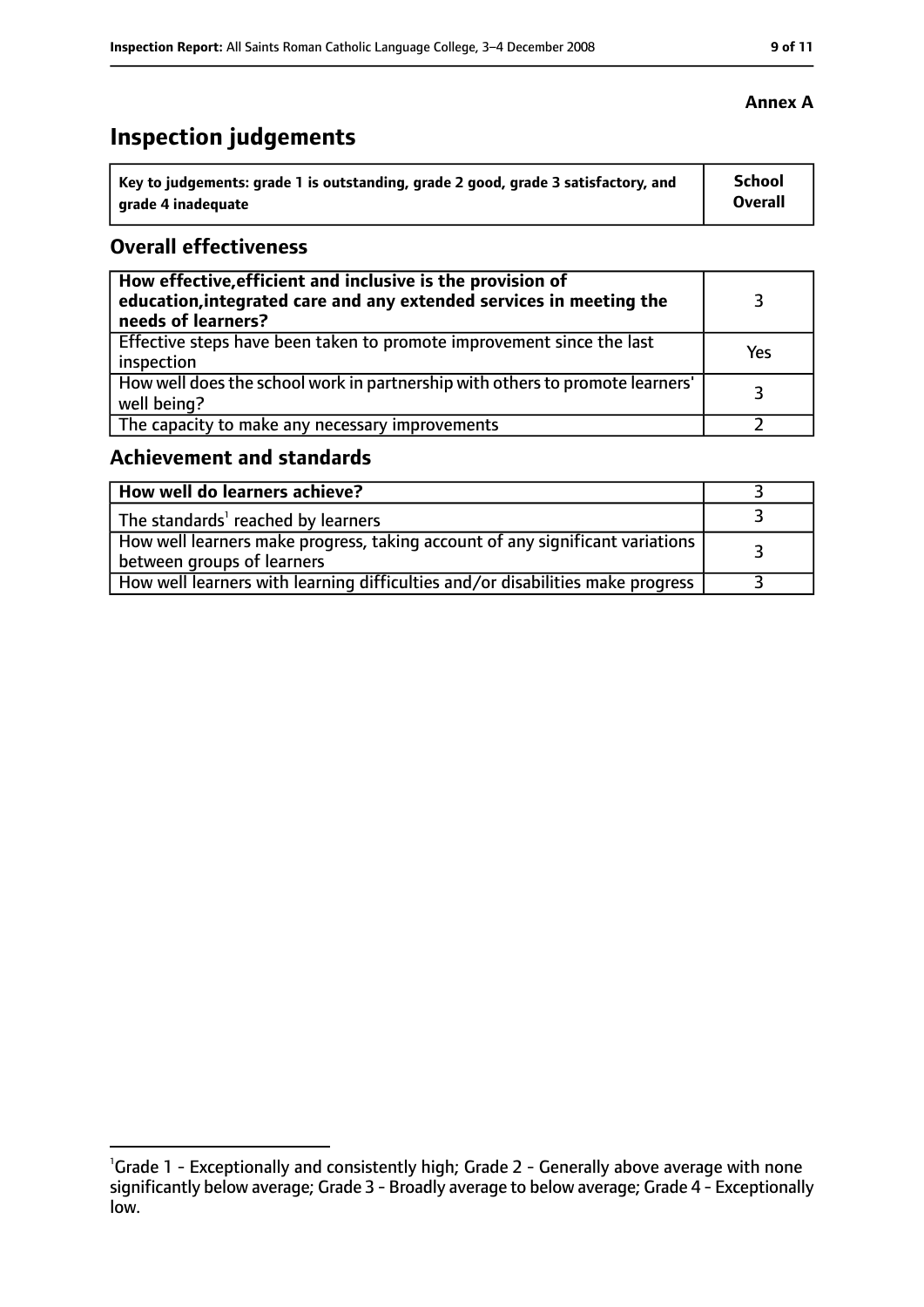**Annex A**

# Inspection judgements

| Key to judgements: grade 1 is outstanding, grade 2 good, grade 3 satisfactory, and grade 4 inadequate | School Overall |
|---|---|

## Overall effectiveness

| | |
|---|---|
| **How effective, efficient and inclusive is the provision of education, integrated care and any extended services in meeting the needs of learners?** | 3 |
| Effective steps have been taken to promote improvement since the last inspection | Yes |
| How well does the school work in partnership with others to promote learners' well being? | 3 |
| The capacity to make any necessary improvements | 2 |

## Achievement and standards

| | |
|---|---|
| **How well do learners achieve?** | 3 |
| The standards[1] reached by learners | 3 |
| How well learners make progress, taking account of any significant variations between groups of learners | 3 |
| How well learners with learning difficulties and/or disabilities make progress | 3 |

[1]Grade 1 - Exceptionally and consistently high; Grade 2 - Generally above average with none significantly below average; Grade 3 - Broadly average to below average; Grade 4 - Exceptionally low.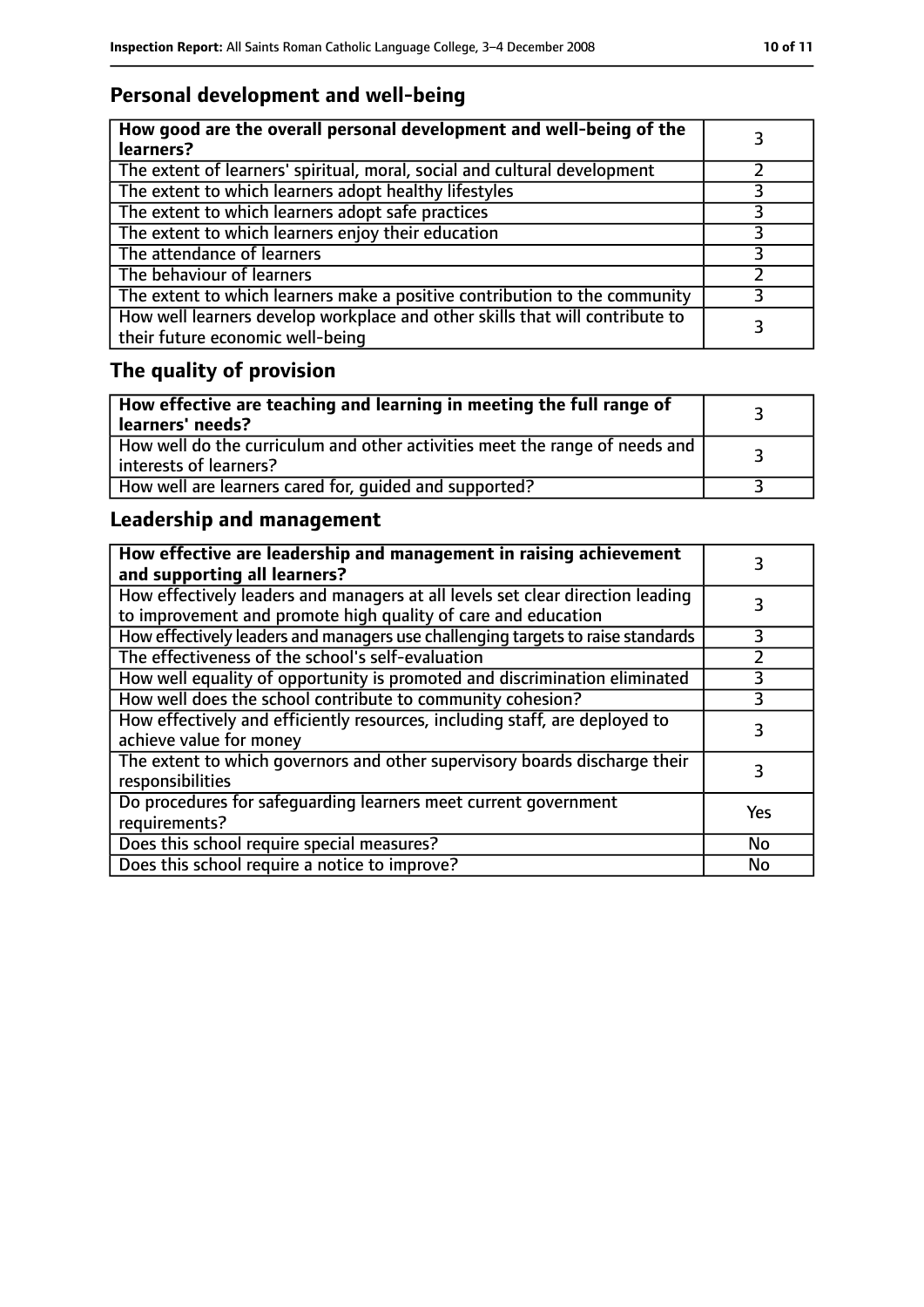## Personal development and well-being

| How good are the overall personal development and well-being of the learners? | 3 |
|---|---|
| The extent of learners' spiritual, moral, social and cultural development | 2 |
| The extent to which learners adopt healthy lifestyles | 3 |
| The extent to which learners adopt safe practices | 3 |
| The extent to which learners enjoy their education | 3 |
| The attendance of learners | 3 |
| The behaviour of learners | 2 |
| The extent to which learners make a positive contribution to the community | 3 |
| How well learners develop workplace and other skills that will contribute to their future economic well-being | 3 |

## The quality of provision

| How effective are teaching and learning in meeting the full range of learners' needs? | 3 |
|---|---|
| How well do the curriculum and other activities meet the range of needs and interests of learners? | 3 |
| How well are learners cared for, guided and supported? | 3 |

## Leadership and management

| How effective are leadership and management in raising achievement and supporting all learners? | 3 |
|---|---|
| How effectively leaders and managers at all levels set clear direction leading to improvement and promote high quality of care and education | 3 |
| How effectively leaders and managers use challenging targets to raise standards | 3 |
| The effectiveness of the school's self-evaluation | 2 |
| How well equality of opportunity is promoted and discrimination eliminated | 3 |
| How well does the school contribute to community cohesion? | 3 |
| How effectively and efficiently resources, including staff, are deployed to achieve value for money | 3 |
| The extent to which governors and other supervisory boards discharge their responsibilities | 3 |
| Do procedures for safeguarding learners meet current government requirements? | Yes |
| Does this school require special measures? | No |
| Does this school require a notice to improve? | No |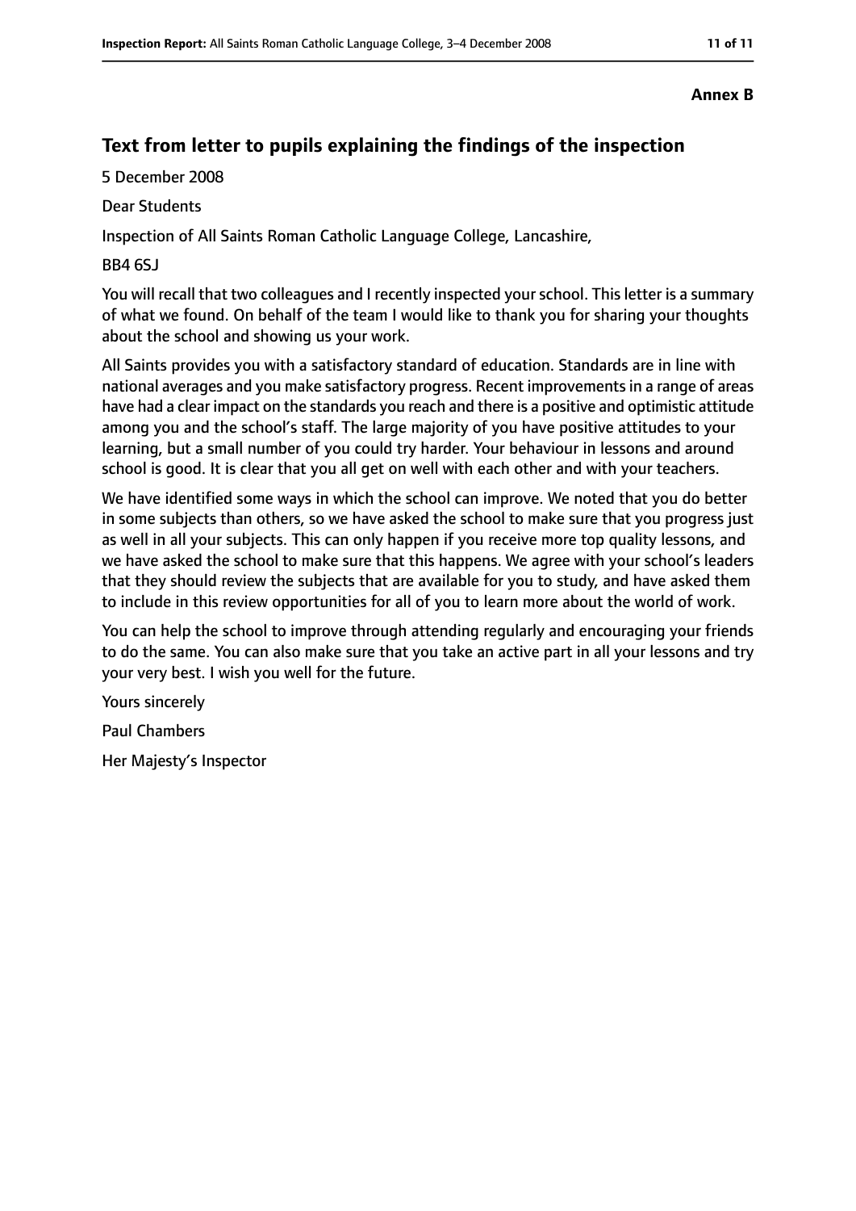**Annex B**

## Text from letter to pupils explaining the findings of the inspection

5 December 2008

Dear Students

Inspection of All Saints Roman Catholic Language College, Lancashire,

BB4 6SJ

You will recall that two colleagues and I recently inspected your school. This letter is a summary of what we found. On behalf of the team I would like to thank you for sharing your thoughts about the school and showing us your work.

All Saints provides you with a satisfactory standard of education. Standards are in line with national averages and you make satisfactory progress. Recent improvements in a range of areas have had a clear impact on the standards you reach and there is a positive and optimistic attitude among you and the school's staff. The large majority of you have positive attitudes to your learning, but a small number of you could try harder. Your behaviour in lessons and around school is good. It is clear that you all get on well with each other and with your teachers.

We have identified some ways in which the school can improve. We noted that you do better in some subjects than others, so we have asked the school to make sure that you progress just as well in all your subjects. This can only happen if you receive more top quality lessons, and we have asked the school to make sure that this happens. We agree with your school's leaders that they should review the subjects that are available for you to study, and have asked them to include in this review opportunities for all of you to learn more about the world of work.

You can help the school to improve through attending regularly and encouraging your friends to do the same. You can also make sure that you take an active part in all your lessons and try your very best. I wish you well for the future.

Yours sincerely

Paul Chambers

Her Majesty's Inspector